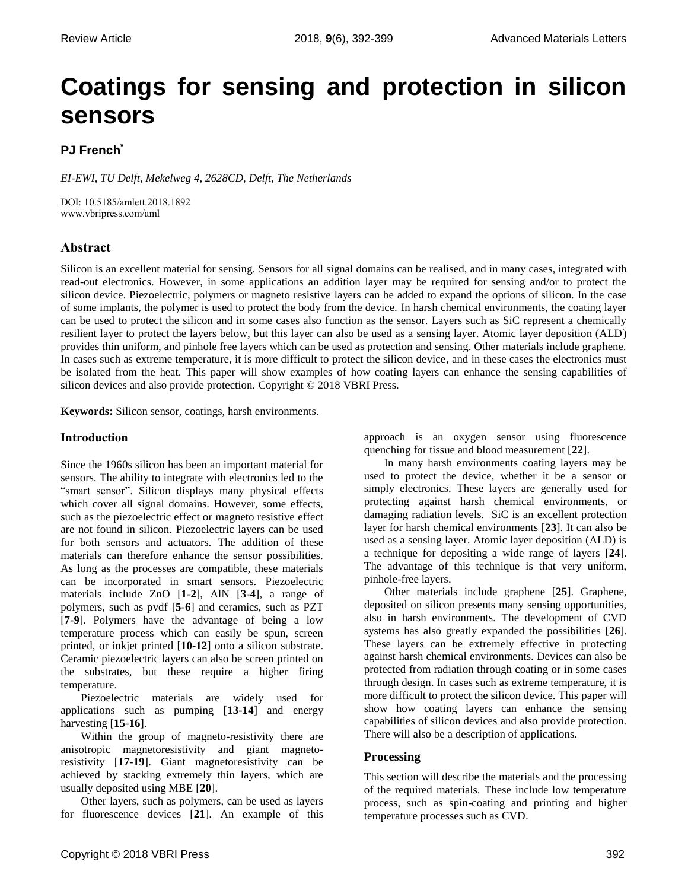# Coatings for sensing and protection in silicon sensors

**PJ French***

*EI-EWI, TU Delft, Mekelweg 4, 2628CD, Delft, The Netherlands*

DOI: 10.5185/amlett.2018.1892
www.vbripress.com/aml

## Abstract

Silicon is an excellent material for sensing. Sensors for all signal domains can be realised, and in many cases, integrated with read-out electronics. However, in some applications an addition layer may be required for sensing and/or to protect the silicon device. Piezoelectric, polymers or magneto resistive layers can be added to expand the options of silicon. In the case of some implants, the polymer is used to protect the body from the device. In harsh chemical environments, the coating layer can be used to protect the silicon and in some cases also function as the sensor. Layers such as SiC represent a chemically resilient layer to protect the layers below, but this layer can also be used as a sensing layer. Atomic layer deposition (ALD) provides thin uniform, and pinhole free layers which can be used as protection and sensing. Other materials include graphene. In cases such as extreme temperature, it is more difficult to protect the silicon device, and in these cases the electronics must be isolated from the heat. This paper will show examples of how coating layers can enhance the sensing capabilities of silicon devices and also provide protection. Copyright © 2018 VBRI Press.

**Keywords:** Silicon sensor, coatings, harsh environments.

## Introduction

Since the 1960s silicon has been an important material for sensors. The ability to integrate with electronics led to the "smart sensor". Silicon displays many physical effects which cover all signal domains. However, some effects, such as the piezoelectric effect or magneto resistive effect are not found in silicon. Piezoelectric layers can be used for both sensors and actuators. The addition of these materials can therefore enhance the sensor possibilities. As long as the processes are compatible, these materials can be incorporated in smart sensors. Piezoelectric materials include ZnO [**1-2**], AlN [**3-4**], a range of polymers, such as pvdf [**5-6**] and ceramics, such as PZT [**7-9**]. Polymers have the advantage of being a low temperature process which can easily be spun, screen printed, or inkjet printed [**10-12**] onto a silicon substrate. Ceramic piezoelectric layers can also be screen printed on the substrates, but these require a higher firing temperature.

Piezoelectric materials are widely used for applications such as pumping [**13-14**] and energy harvesting [**15-16**].

Within the group of magneto-resistivity there are anisotropic magnetoresistivity and giant magneto-resistivity [**17-19**]. Giant magnetoresistivity can be achieved by stacking extremely thin layers, which are usually deposited using MBE [**20**].

Other layers, such as polymers, can be used as layers for fluorescence devices [**21**]. An example of this approach is an oxygen sensor using fluorescence quenching for tissue and blood measurement [**22**].

In many harsh environments coating layers may be used to protect the device, whether it be a sensor or simply electronics. These layers are generally used for protecting against harsh chemical environments, or damaging radiation levels. SiC is an excellent protection layer for harsh chemical environments [**23**]. It can also be used as a sensing layer. Atomic layer deposition (ALD) is a technique for depositing a wide range of layers [**24**]. The advantage of this technique is that very uniform, pinhole-free layers.

Other materials include graphene [**25**]. Graphene, deposited on silicon presents many sensing opportunities, also in harsh environments. The development of CVD systems has also greatly expanded the possibilities [**26**]. These layers can be extremely effective in protecting against harsh chemical environments. Devices can also be protected from radiation through coating or in some cases through design. In cases such as extreme temperature, it is more difficult to protect the silicon device. This paper will show how coating layers can enhance the sensing capabilities of silicon devices and also provide protection. There will also be a description of applications.

## Processing

This section will describe the materials and the processing of the required materials. These include low temperature process, such as spin-coating and printing and higher temperature processes such as CVD.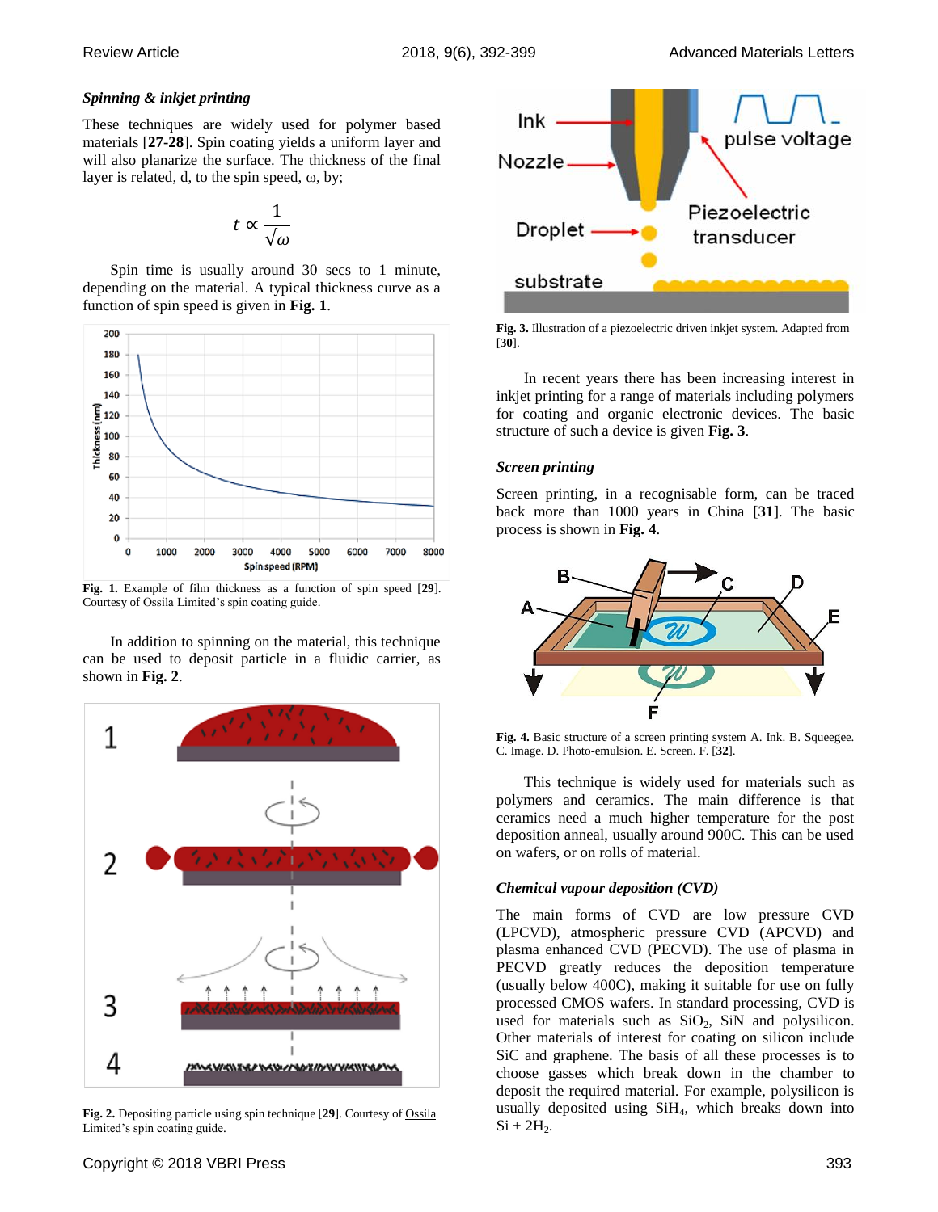### *Spinning & inkjet printing*

These techniques are widely used for polymer based materials [**27-28**]. Spin coating yields a uniform layer and will also planarize the surface. The thickness of the final layer is related, d, to the spin speed, ω, by;

$$t \propto \frac{1}{\sqrt{\omega}}$$

Spin time is usually around 30 secs to 1 minute, depending on the material. A typical thickness curve as a function of spin speed is given in **Fig. 1**.

**Fig. 1.** Example of film thickness as a function of spin speed [**29**]. Courtesy of Ossila Limited's spin coating guide.

In addition to spinning on the material, this technique can be used to deposit particle in a fluidic carrier, as shown in **Fig. 2**.

**Fig. 2.** Depositing particle using spin technique [**29**]. Courtesy of Ossila Limited's spin coating guide.

**Fig. 3.** Illustration of a piezoelectric driven inkjet system. Adapted from [**30**].

In recent years there has been increasing interest in inkjet printing for a range of materials including polymers for coating and organic electronic devices. The basic structure of such a device is given **Fig. 3**.

### *Screen printing*

Screen printing, in a recognisable form, can be traced back more than 1000 years in China [**31**]. The basic process is shown in **Fig. 4**.

**Fig. 4.** Basic structure of a screen printing system A. Ink. B. Squeegee. C. Image. D. Photo-emulsion. E. Screen. F. [**32**].

This technique is widely used for materials such as polymers and ceramics. The main difference is that ceramics need a much higher temperature for the post deposition anneal, usually around 900C. This can be used on wafers, or on rolls of material.

### *Chemical vapour deposition (CVD)*

The main forms of CVD are low pressure CVD (LPCVD), atmospheric pressure CVD (APCVD) and plasma enhanced CVD (PECVD). The use of plasma in PECVD greatly reduces the deposition temperature (usually below 400C), making it suitable for use on fully processed CMOS wafers. In standard processing, CVD is used for materials such as $SiO_2$, SiN and polysilicon. Other materials of interest for coating on silicon include SiC and graphene. The basis of all these processes is to choose gasses which break down in the chamber to deposit the required material. For example, polysilicon is usually deposited using $SiH_4$, which breaks down into $Si + 2H_2$.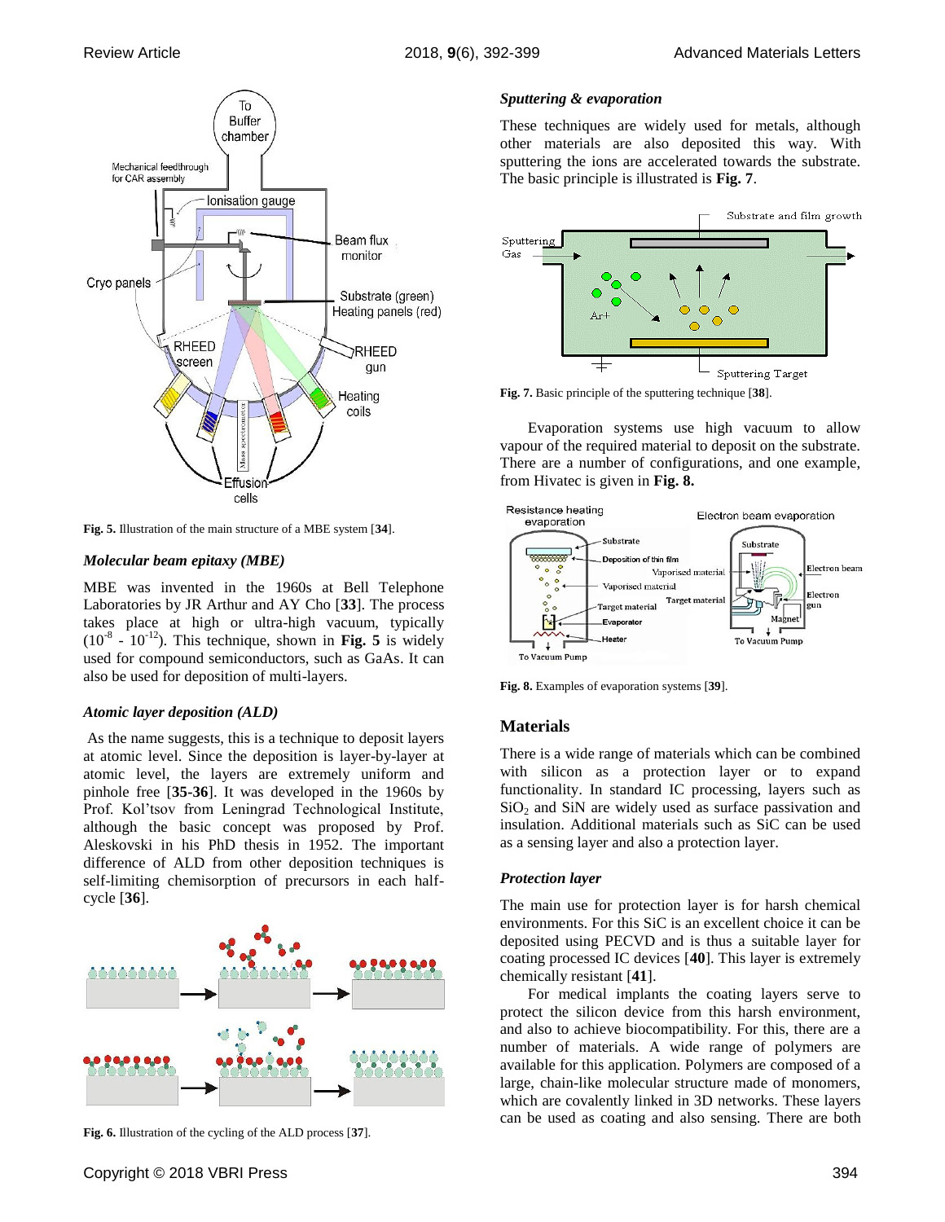Fig. 5. Illustration of the main structure of a MBE system [34].

### Molecular beam epitaxy (MBE)

MBE was invented in the 1960s at Bell Telephone Laboratories by JR Arthur and AY Cho [33]. The process takes place at high or ultra-high vacuum, typically ($10^{-8}$ - $10^{-12}$). This technique, shown in **Fig. 5** is widely used for compound semiconductors, such as GaAs. It can also be used for deposition of multi-layers.

### Atomic layer deposition (ALD)

As the name suggests, this is a technique to deposit layers at atomic level. Since the deposition is layer-by-layer at atomic level, the layers are extremely uniform and pinhole free [35-36]. It was developed in the 1960s by Prof. Kol'tsov from Leningrad Technological Institute, although the basic concept was proposed by Prof. Aleskovski in his PhD thesis in 1952. The important difference of ALD from other deposition techniques is self-limiting chemisorption of precursors in each half-cycle [36].

Fig. 6. Illustration of the cycling of the ALD process [37].

### Sputtering & evaporation

These techniques are widely used for metals, although other materials are also deposited this way. With sputtering the ions are accelerated towards the substrate. The basic principle is illustrated is **Fig. 7**.

Fig. 7. Basic principle of the sputtering technique [38].

Evaporation systems use high vacuum to allow vapour of the required material to deposit on the substrate. There are a number of configurations, and one example, from Hivatec is given in **Fig. 8.**

Fig. 8. Examples of evaporation systems [39].

## Materials

There is a wide range of materials which can be combined with silicon as a protection layer or to expand functionality. In standard IC processing, layers such as $SiO_2$ and SiN are widely used as surface passivation and insulation. Additional materials such as SiC can be used as a sensing layer and also a protection layer.

### Protection layer

The main use for protection layer is for harsh chemical environments. For this SiC is an excellent choice it can be deposited using PECVD and is thus a suitable layer for coating processed IC devices [40]. This layer is extremely chemically resistant [41].

For medical implants the coating layers serve to protect the silicon device from this harsh environment, and also to achieve biocompatibility. For this, there are a number of materials. A wide range of polymers are available for this application. Polymers are composed of a large, chain-like molecular structure made of monomers, which are covalently linked in 3D networks. These layers can be used as coating and also sensing. There are both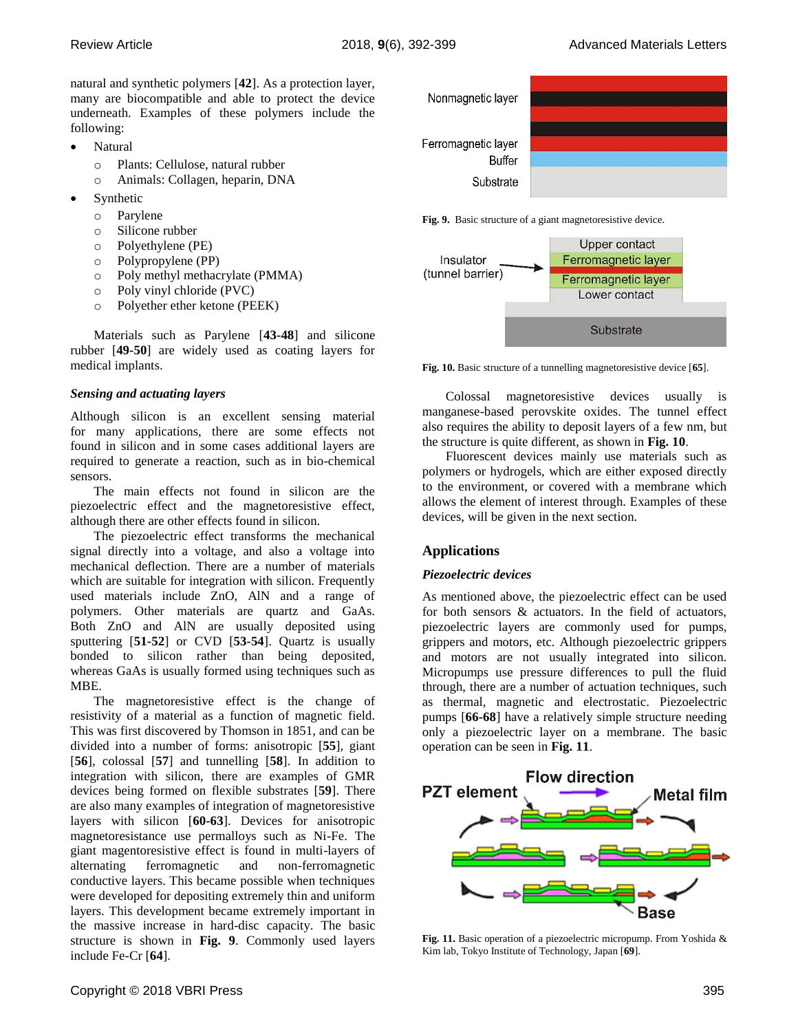natural and synthetic polymers [**42**]. As a protection layer, many are biocompatible and able to protect the device underneath. Examples of these polymers include the following:

- Natural
  - Plants: Cellulose, natural rubber
  - Animals: Collagen, heparin, DNA
- Synthetic
  - Parylene
  - Silicone rubber
  - Polyethylene (PE)
  - Polypropylene (PP)
  - Poly methyl methacrylate (PMMA)
  - Poly vinyl chloride (PVC)
  - Polyether ether ketone (PEEK)

Materials such as Parylene [**43-48**] and silicone rubber [**49-50**] are widely used as coating layers for medical implants.

### *Sensing and actuating layers*

Although silicon is an excellent sensing material for many applications, there are some effects not found in silicon and in some cases additional layers are required to generate a reaction, such as in bio-chemical sensors.

The main effects not found in silicon are the piezoelectric effect and the magnetoresistive effect, although there are other effects found in silicon.

The piezoelectric effect transforms the mechanical signal directly into a voltage, and also a voltage into mechanical deflection. There are a number of materials which are suitable for integration with silicon. Frequently used materials include ZnO, AlN and a range of polymers. Other materials are quartz and GaAs. Both ZnO and AlN are usually deposited using sputtering [**51-52**] or CVD [**53-54**]. Quartz is usually bonded to silicon rather than being deposited, whereas GaAs is usually formed using techniques such as MBE.

The magnetoresistive effect is the change of resistivity of a material as a function of magnetic field. This was first discovered by Thomson in 1851, and can be divided into a number of forms: anisotropic [**55**], giant [**56**], colossal [**57**] and tunnelling [**58**]. In addition to integration with silicon, there are examples of GMR devices being formed on flexible substrates [**59**]. There are also many examples of integration of magnetoresistive layers with silicon [**60-63**]. Devices for anisotropic magnetoresistance use permalloys such as Ni-Fe. The giant magnetoresistive effect is found in multi-layers of alternating ferromagnetic and non-ferromagnetic conductive layers. This became possible when techniques were developed for depositing extremely thin and uniform layers. This development became extremely important in the massive increase in hard-disc capacity. The basic structure is shown in **Fig. 9**. Commonly used layers include Fe-Cr [**64**].

**Fig. 9.** Basic structure of a giant magnetoresistive device.

**Fig. 10.** Basic structure of a tunnelling magnetoresistive device [**65**].

Colossal magnetoresistive devices usually is manganese-based perovskite oxides. The tunnel effect also requires the ability to deposit layers of a few nm, but the structure is quite different, as shown in **Fig. 10**.

Fluorescent devices mainly use materials such as polymers or hydrogels, which are either exposed directly to the environment, or covered with a membrane which allows the element of interest through. Examples of these devices, will be given in the next section.

## Applications

### *Piezoelectric devices*

As mentioned above, the piezoelectric effect can be used for both sensors & actuators. In the field of actuators, piezoelectric layers are commonly used for pumps, grippers and motors, etc. Although piezoelectric grippers and motors are not usually integrated into silicon. Micropumps use pressure differences to pull the fluid through, there are a number of actuation techniques, such as thermal, magnetic and electrostatic. Piezoelectric pumps [**66-68**] have a relatively simple structure needing only a piezoelectric layer on a membrane. The basic operation can be seen in **Fig. 11**.

**Fig. 11.** Basic operation of a piezoelectric micropump. From Yoshida & Kim lab, Tokyo Institute of Technology, Japan [**69**].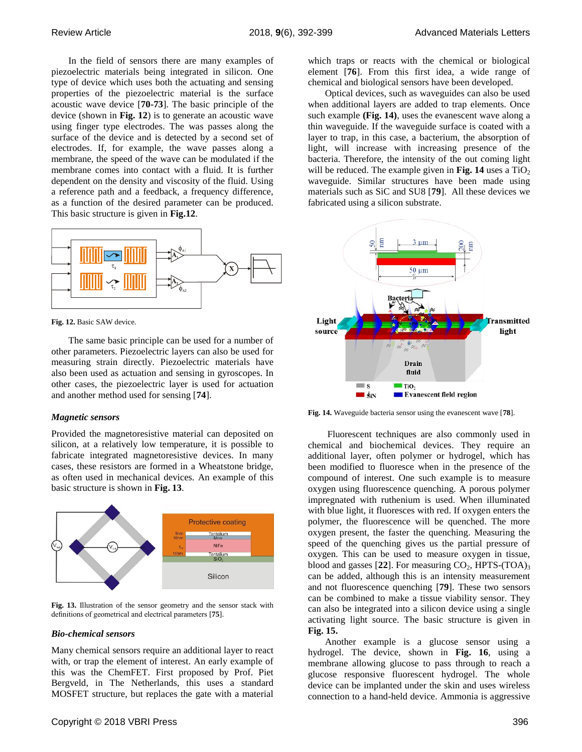In the field of sensors there are many examples of piezoelectric materials being integrated in silicon. One type of device which uses both the actuating and sensing properties of the piezoelectric material is the surface acoustic wave device [**70-73**]. The basic principle of the device (shown in **Fig. 12**) is to generate an acoustic wave using finger type electrodes. The was passes along the surface of the device and is detected by a second set of electrodes. If, for example, the wave passes along a membrane, the speed of the wave can be modulated if the membrane comes into contact with a fluid. It is further dependent on the density and viscosity of the fluid. Using a reference path and a feedback, a frequency difference, as a function of the desired parameter can be produced. This basic structure is given in **Fig.12**.

**Fig. 12.** Basic SAW device.

The same basic principle can be used for a number of other parameters. Piezoelectric layers can also be used for measuring strain directly. Piezoelectric materials have also been used as actuation and sensing in gyroscopes. In other cases, the piezoelectric layer is used for actuation and another method used for sensing [**74**].

### *Magnetic sensors*

Provided the magnetoresistive material can deposited on silicon, at a relatively low temperature, it is possible to fabricate integrated magnetoresistive devices. In many cases, these resistors are formed in a Wheatstone bridge, as often used in mechanical devices. An example of this basic structure is shown in **Fig. 13**.

**Fig. 13.** Illustration of the sensor geometry and the sensor stack with definitions of geometrical and electrical parameters [**75**].

### *Bio-chemical sensors*

Many chemical sensors require an additional layer to react with, or trap the element of interest. An early example of this was the ChemFET. First proposed by Prof. Piet Bergveld, in The Netherlands, this uses a standard MOSFET structure, but replaces the gate with a material which traps or reacts with the chemical or biological element [**76**]. From this first idea, a wide range of chemical and biological sensors have been developed.

Optical devices, such as waveguides can also be used when additional layers are added to trap elements. Once such example **(Fig. 14)**, uses the evanescent wave along a thin waveguide. If the waveguide surface is coated with a layer to trap, in this case, a bacterium, the absorption of light, will increase with increasing presence of the bacteria. Therefore, the intensity of the out coming light will be reduced. The example given in **Fig. 14** uses a $TiO_2$ waveguide. Similar structures have been made using materials such as SiC and SU8 [**79**]. All these devices we fabricated using a silicon substrate.

**Fig. 14.** Waveguide bacteria sensor using the evanescent wave [**78**].

Fluorescent techniques are also commonly used in chemical and biochemical devices. They require an additional layer, often polymer or hydrogel, which has been modified to fluoresce when in the presence of the compound of interest. One such example is to measure oxygen using fluorescence quenching. A porous polymer impregnated with ruthenium is used. When illuminated with blue light, it fluoresces with red. If oxygen enters the polymer, the fluorescence will be quenched. The more oxygen present, the faster the quenching. Measuring the speed of the quenching gives us the partial pressure of oxygen. This can be used to measure oxygen in tissue, blood and gasses [**22**]. For measuring $CO_2$, HPTS-$(TOA)_3$ can be added, although this is an intensity measurement and not fluorescence quenching [**79**]. These two sensors can be combined to make a tissue viability sensor. They can also be integrated into a silicon device using a single activating light source. The basic structure is given in **Fig. 15.**

Another example is a glucose sensor using a hydrogel. The device, shown in **Fig. 16**, using a membrane allowing glucose to pass through to reach a glucose responsive fluorescent hydrogel. The whole device can be implanted under the skin and uses wireless connection to a hand-held device. Ammonia is aggressive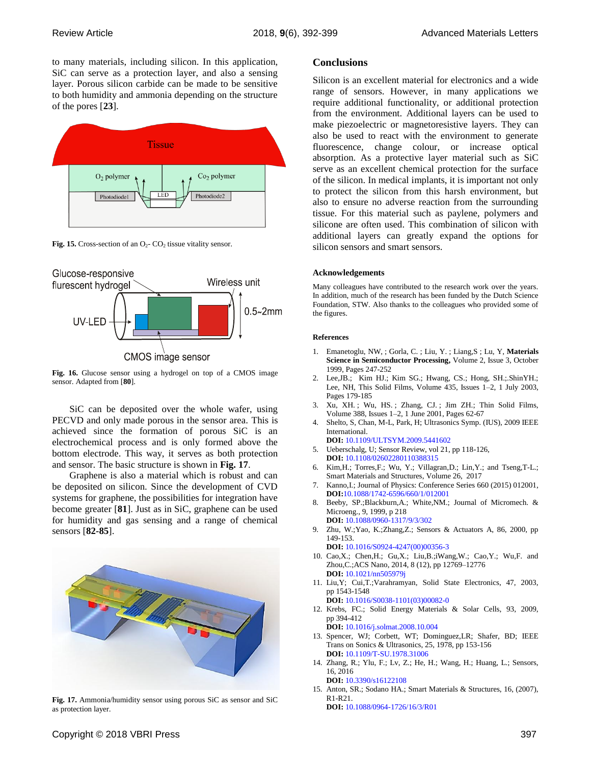to many materials, including silicon. In this application, SiC can serve as a protection layer, and also a sensing layer. Porous silicon carbide can be made to be sensitive to both humidity and ammonia depending on the structure of the pores [**23**].

**Fig. 15.** Cross-section of an $O_2$- $CO_2$ tissue vitality sensor.

**Fig. 16.** Glucose sensor using a hydrogel on top of a CMOS image sensor. Adapted from [**80**].

SiC can be deposited over the whole wafer, using PECVD and only made porous in the sensor area. This is achieved since the formation of porous SiC is an electrochemical process and is only formed above the bottom electrode. This way, it serves as both protection and sensor. The basic structure is shown in **Fig. 17**.

Graphene is also a material which is robust and can be deposited on silicon. Since the development of CVD systems for graphene, the possibilities for integration have become greater [**81**]. Just as in SiC, graphene can be used for humidity and gas sensing and a range of chemical sensors [**82-85**].

**Fig. 17.** Ammonia/humidity sensor using porous SiC as sensor and SiC as protection layer.

## Conclusions

Silicon is an excellent material for electronics and a wide range of sensors. However, in many applications we require additional functionality, or additional protection from the environment. Additional layers can be used to make piezoelectric or magnetoresistive layers. They can also be used to react with the environment to generate fluorescence, change colour, or increase optical absorption. As a protective layer material such as SiC serve as an excellent chemical protection for the surface of the silicon. In medical implants, it is important not only to protect the silicon from this harsh environment, but also to ensure no adverse reaction from the surrounding tissue. For this material such as paylene, polymers and silicone are often used. This combination of silicon with additional layers can greatly expand the options for silicon sensors and smart sensors.

### Acknowledgements

Many colleagues have contributed to the research work over the years. In addition, much of the research has been funded by the Dutch Science Foundation, STW. Also thanks to the colleagues who provided some of the figures.

### References

1. Emanetoglu, NW, ; Gorla, C. ; Liu, Y. ; Liang,S ; Lu, Y, **Materials Science in Semiconductor Processing,** Volume 2, Issue 3, October 1999, Pages 247-252
2. Lee,JB.; Kim HJ.; Kim SG.; Hwang, CS.; Hong, SH.;.ShinYH.; Lee, NH, This Solid Films, Volume 435, Issues 1–2, 1 July 2003, Pages 179-185
3. Xu, XH. ; Wu, HS. ; Zhang, CJ. ; Jim ZH.; Thin Solid Films, Volume 388, Issues 1–2, 1 June 2001, Pages 62-67
4. Shelto, S, Chan, M-L, Park, H; Ultrasonics Symp. (IUS), 2009 IEEE International.
   **DOI:** 10.1109/ULTSYM.2009.5441602
5. Ueberschalg, U; Sensor Review, vol 21, pp 118-126,
   **DOI:** 10.1108/02602280110388315
6. Kim,H.; Torres,F.; Wu, Y.; Villagran,D.; Lin,Y.; and Tseng,T-L.; Smart Materials and Structures, Volume 26, 2017
7. Kanno,I.; Journal of Physics: Conference Series 660 (2015) 012001,
   **DOI:**10.1088/1742-6596/660/1/012001
8. Beeby, SP.;Blackburn,A.; White,NM.; Journal of Micromech. & Microeng., 9, 1999, p 218
   **DOI:** 10.1088/0960-1317/9/3/302
9. Zhu, W.;Yao, K.;Zhang,Z.; Sensors & Actuators A, 86, 2000, pp 149-153.
   **DOI:** 10.1016/S0924-4247(00)00356-3
10. Cao,X.; Chen,H.; Gu,X.; Liu,B.;iWang,W.; Cao,Y.; Wu,F. and Zhou,C.;ACS Nano, 2014, 8 (12), pp 12769–12776
    **DOI:** 10.1021/nn505979j
11. Liu,Y; Cui,T.;Varahramyan, Solid State Electronics, 47, 2003, pp 1543-1548
    **DOI:** 10.1016/S0038-1101(03)00082-0
12. Krebs, FC.; Solid Energy Materials & Solar Cells, 93, 2009, pp 394-412
    **DOI:** 10.1016/j.solmat.2008.10.004
13. Spencer, WJ; Corbett, WT; Dominguez,LR; Shafer, BD; IEEE Trans on Sonics & Ultrasonics, 25, 1978, pp 153-156
    **DOI:** 10.1109/T-SU.1978.31006
14. Zhang, R.; Ylu, F.; Lv, Z.; He, H.; Wang, H.; Huang, L.; Sensors, 16, 2016
    **DOI:** 10.3390/s16122108
15. Anton, SR.; Sodano HA.; Smart Materials & Structures, 16, (2007), R1-R21.
    **DOI:** 10.1088/0964-1726/16/3/R01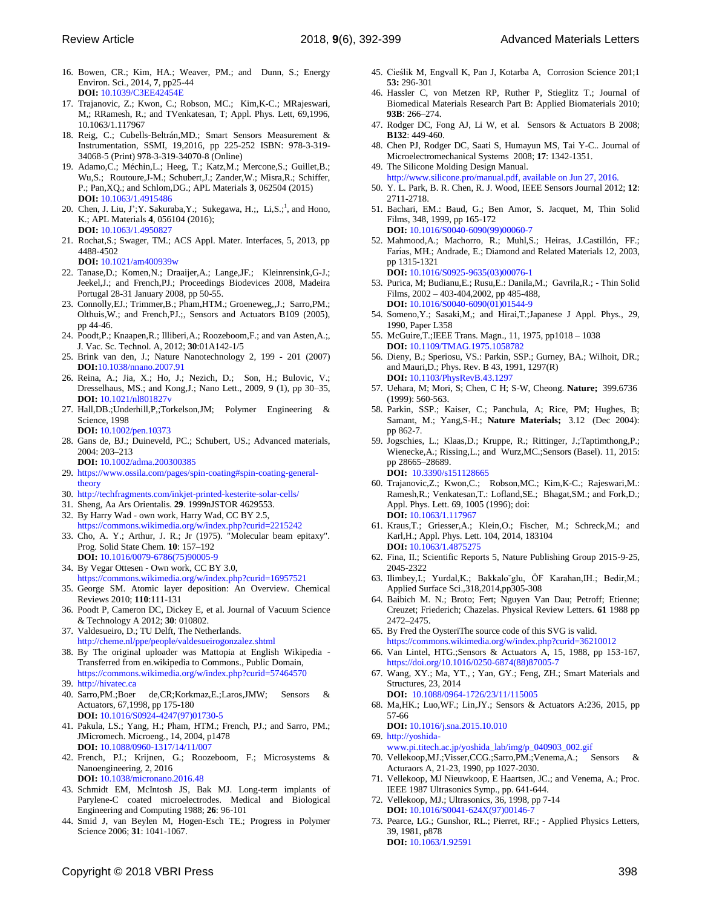16. Bowen, CR.; Kim, HA.; Weaver, PM.; and Dunn, S.; Energy Environ. Sci., 2014, **7**, pp25-44
    **DOI:** 10.1039/C3EE42454E
17. Trajanovic, Z.; Kwon, C.; Robson, MC.; Kim,K-C.; MRajeswari, M,; RRamesh, R.; and TVenkatesan, T; Appl. Phys. Lett, 69,1996, 10.1063/1.117967
18. Reig, C.; Cubells-Beltrán,MD.; Smart Sensors Measurement & Instrumentation, SSMI, 19,2016, pp 225-252 ISBN: 978-3-319-34068-5 (Print) 978-3-319-34070-8 (Online)
19. Adamo,C.; Méchin,L.; Heeg, T.; Katz,M.; Mercone,S.; Guillet,B.; Wu,S.; Routoure,J-M.; Schubert,J.; Zander,W.; Misra,R.; Schiffer, P.; Pan,XQ.; and Schlom,DG.; APL Materials **3**, 062504 (2015)
    **DOI:** 10.1063/1.4915486
20. Chen, J. Liu, J';Y. Sakuraba,Y.; Sukegawa, H.;, Li,S.;[1], and Hono, K.; APL Materials **4**, 056104 (2016);
    **DOI:** 10.1063/1.4950827
21. Rochat,S.; Swager, TM.; ACS Appl. Mater. Interfaces, 5, 2013, pp 4488-4502
    **DOI:** 10.1021/am400939w
22. Tanase,D.; Komen,N.; Draaijer,A.; Lange,JF.; Kleinrensink,G-J.; Jeekel,J.; and French,PJ.; Proceedings Biodevices 2008, Madeira Portugal 28-31 January 2008, pp 50-55.
23. Connolly,EJ.; Trimmer,B.; Pham,HTM.; Groeneweg,,J.; Sarro,PM.; Olthuis,W.; and French,PJ.;, Sensors and Actuators B109 (2005), pp 44-46.
24. Poodt,P.; Knaapen,R.; Illiberi,A.; Roozeboom,F.; and van Asten,A.;, J. Vac. Sc. Technol. A, 2012; **30**:01A142-1/5
25. Brink van den, J.; Nature Nanotechnology 2, 199 - 201 (2007)
    **DOI:**10.1038/nnano.2007.91
26. Reina, A.; Jia, X.; Ho, J.; Nezich, D.; Son, H.; Bulovic, V.; Dresselhaus, MS.; and Kong,J.; Nano Lett., 2009, 9 (1), pp 30–35,
    **DOI:** 10.1021/nl801827v
27. Hall,DB.;Underhill,P,;Torkelson,JM; Polymer Engineering & Science, 1998
    **DOI:** 10.1002/pen.10373
28. Gans de, BJ.; Duineveld, PC.; Schubert, US.; Advanced materials, 2004: 203–213
    **DOI:** 10.1002/adma.200300385
29. https://www.ossila.com/pages/spin-coating#spin-coating-general-theory
30. http://techfragments.com/inkjet-printed-kesterite-solar-cells/
31. Sheng, Aa Ars Orientalis. **29**. 1999nJSTOR 4629553.
32. By Harry Wad - own work, Harry Wad, CC BY 2.5, https://commons.wikimedia.org/w/index.php?curid=2215242
33. Cho, A. Y.; Arthur, J. R.; Jr (1975). "Molecular beam epitaxy". Prog. Solid State Chem. **10**: 157–192
    **DOI:** 10.1016/0079-6786(75)90005-9
34. By Vegar Ottesen - Own work, CC BY 3.0, https://commons.wikimedia.org/w/index.php?curid=16957521
35. George SM. Atomic layer deposition: An Overview. Chemical Reviews 2010; **110**:111-131
36. Poodt P, Cameron DC, Dickey E, et al. Journal of Vacuum Science & Technology A 2012; **30**: 010802.
37. Valdesueiro, D.; TU Delft, The Netherlands. http://cheme.nl/ppe/people/valdesueirogonzalez.shtml
38. By The original uploader was Mattopia at English Wikipedia - Transferred from en.wikipedia to Commons., Public Domain, https://commons.wikimedia.org/w/index.php?curid=57464570
39. http://hivatec.ca
40. Sarro,PM.;Boer de,CR;Korkmaz,E.;Laros,JMW; Sensors & Actuators, 67,1998, pp 175-180
    **DOI:** 10.1016/S0924-4247(97)01730-5
41. Pakula, LS.; Yang, H.; Pham, HTM.; French, PJ.; and Sarro, PM.; JMicromech. Microeng., 14, 2004, p1478
    **DOI:** 10.1088/0960-1317/14/11/007
42. French, PJ.; Krijnen, G.; Roozeboom, F.; Microsystems & Nanoengineering, 2, 2016
    **DOI:** 10.1038/micronano.2016.48
43. Schmidt EM, McIntosh JS, Bak MJ. Long-term implants of Parylene-C coated microelectrodes. Medical and Biological Engineering and Computing 1988; **26**: 96-101
44. Smid J, van Beylen M, Hogen-Esch TE.; Progress in Polymer Science 2006; **31**: 1041-1067.
45. Cieślik M, Engvall K, Pan J, Kotarba A, Corrosion Science 201;1 **53:** 296-301
46. Hassler C, von Metzen RP, Ruther P, Stieglitz T.; Journal of Biomedical Materials Research Part B: Applied Biomaterials 2010; **93B**: 266–274.
47. Rodger DC, Fong AJ, Li W, et al. Sensors & Actuators B 2008; **B132**: 449-460.
48. Chen PJ, Rodger DC, Saati S, Humayun MS, Tai Y-C.. Journal of Microelectromechanical Systems 2008; **17**: 1342-1351.
49. The Silicone Molding Design Manual. http://www.silicone.pro/manual.pdf, available on Jun 27, 2016.
50. Y. L. Park, B. R. Chen, R. J. Wood, IEEE Sensors Journal 2012; **12**: 2711-2718.
51. Bachari, EM.: Baud, G.; Ben Amor, S. Jacquet, M, Thin Solid Films, 348, 1999, pp 165-172
    **DOI:** 10.1016/S0040-6090(99)00060-7
52. Mahmood,A.; Machorro, R.; Muhl,S.; Heiras, J.Castillón, FF.; Farías, MH.; Andrade, E.; Diamond and Related Materials 12, 2003, pp 1315-1321
    **DOI:** 10.1016/S0925-9635(03)00076-1
53. Purica, M; Budianu,E.; Rusu,E.: Danila,M.; Gavrila,R.; - Thin Solid Films, 2002 – 403-404,2002, pp 485-488,
    **DOI:** 10.1016/S0040-6090(01)01544-9
54. Someno,Y.; Sasaki,M,; and Hirai,T.;Japanese J Appl. Phys., 29, 1990, Paper L358
55. McGuire,T.;IEEE Trans. Magn., 11, 1975, pp1018 – 1038
    **DOI:** 10.1109/TMAG.1975.1058782
56. Dieny, B.; Speriosu, VS.: Parkin, SSP.; Gurney, BA.; Wilhoit, DR.; and Mauri,D.; Phys. Rev. B 43, 1991, 1297(R)
    **DOI:** 10.1103/PhysRevB.43.1297
57. Uehara, M; Mori, S; Chen, C H; S-W, Cheong. **Nature;** 399.6736 (1999): 560-563.
58. Parkin, SSP.; Kaiser, C.; Panchula, A; Rice, PM; Hughes, B; Samant, M.; Yang,S-H.; **Nature Materials;** 3.12 (Dec 2004): pp 862-7.
59. Jogschies, L.; Klaas,D.; Kruppe, R.; Rittinger, J.;Taptimthong,P.; Wienecke,A.; Rissing,L.; and Wurz,MC.;Sensors (Basel). 11, 2015: pp 28665–28689.
    **DOI:** 10.3390/s151128665
60. Trajanovic,Z.; Kwon,C.; Robson,MC.; Kim,K-C.; Rajeswari,M.: Ramesh,R.; Venkatesan,T.: Lofland,SE.; Bhagat,SM.; and Fork,D.; Appl. Phys. Lett. 69, 1005 (1996); doi:
    **DOI:** 10.1063/1.117967
61. Kraus,T.; Griesser,A.; Klein,O.; Fischer, M.; Schreck,M.; and Karl,H.; Appl. Phys. Lett. 104, 2014, 183104
    **DOI:** 10.1063/1.4875275
62. Fina, II.; Scientific Reports 5, Nature Publishing Group 2015-9-25, 2045-2322
63. Ilimbey,I.; Yurdal,K.; Bakkalo˘glu, ÖF Karahan,IH.; Bedir,M.; Applied Surface Sci.,318,2014,pp305-308
64. Baibich M. N.; Broto; Fert; Nguyen Van Dau; Petroff; Etienne; Creuzet; Friederich; Chazelas. Physical Review Letters. **61** 1988 pp 2472–2475.
65. By Fred the OysteriThe source code of this SVG is valid. https://commons.wikimedia.org/w/index.php?curid=36210012
66. Van Lintel, HTG.;Sensors & Actuators A, 15, 1988, pp 153-167, https://doi.org/10.1016/0250-6874(88)87005-7
67. Wang, XY.; Ma, YT., ; Yan, GY.; Feng, ZH.; Smart Materials and Structures, 23, 2014
    **DOI:** 10.1088/0964-1726/23/11/115005
68. Ma,HK.; Luo,WF.; Lin,JY.; Sensors & Actuators A:236, 2015, pp 57-66
    **DOI:** 10.1016/j.sna.2015.10.010
69. http://yoshida-www.pi.titech.ac.jp/yoshida_lab/img/p_040903_002.gif
70. Vellekoop,MJ.;Visser,CCG.;Sarro,PM.;Venema,A.; Sensors & Acturaors A, 21-23, 1990, pp 1027-2030.
71. Vellekoop, MJ Nieuwkoop, E Haartsen, JC.; and Venema, A.; Proc. IEEE 1987 Ultrasonics Symp., pp. 641-644.
72. Vellekoop, MJ.; Ultrasonics, 36, 1998, pp 7-14
    **DOI:** 10.1016/S0041-624X(97)00146-7
73. Pearce, LG.; Gunshor, RL.; Pierret, RF.; - Applied Physics Letters, 39, 1981, p878
    **DOI:** 10.1063/1.92591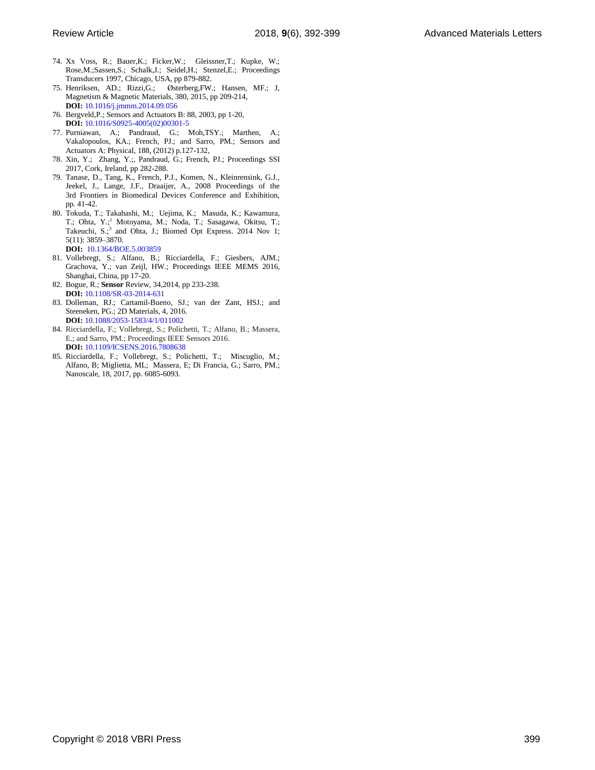74. Xx Voss, R.; Bauer,K.; Ficker,W.; Gleissner,T.; Kupke, W.; Rose,M.;Sassen,S.; Schalk,J.; Seidel,H.; Stenzel,E.; Proceedings Transducers 1997, Chicago, USA, pp 879-882.
75. Henriksen, AD.; Rizzi,G.; Østerberg,FW.; Hansen, MF.; J, Magnetism & Magnetic Materials, 380, 2015, pp 209-214, **DOI:** 10.1016/j.jmmm.2014.09.056
76. Bergveld,P.; Sensors and Actuators B: 88, 2003, pp 1-20, **DOI:** 10.1016/S0925-4005(02)00301-5
77. Purniawan, A.; Pandraud, G.; Moh,TSY.; Marthen, A.; Vakalopoulos, KA.; French, PJ.; and Sarro, PM.; Sensors and Actuators A: Physical, 188, (2012) p.127-132,
78. Xin, Y.; Zhang, Y.;, Pandraud, G.; French, PJ.; Proceedings SSI 2017, Cork, Ireland, pp 282-288.
79. Tanase, D., Tang, K., French, P.J., Komen, N., Kleinrensink, G.J., Jeekel, J., Lange, J.F., Draaijer, A., 2008 Proceedings of the 3rd Frontiers in Biomedical Devices Conference and Exhibition, pp. 41-42.
80. Tokuda, T.; Takahashi, M.; Uejima, K.; Masuda, K.; Kawamura, T.; Ohta, Y.;[1] Motoyama, M.; Noda, T.; Sasagawa, Okitsu, T.; Takeuchi, S.;[3] and Ohta, J.; Biomed Opt Express. 2014 Nov 1; 5(11): 3859–3870. **DOI:** 10.1364/BOE.5.003859
81. Vollebregt, S.; Alfano, B.; Ricciardella, F.; Giesbers, AJM.; Grachova, Y.; van Zeijl, HW.; Proceedings IEEE MEMS 2016, Shanghai, China, pp 17-20.
82. Bogue, R.; **Sensor** Review, 34,2014, pp 233-238. **DOI:** 10.1108/SR-03-2014-631
83. Dolleman, RJ.; Cartamil-Bueno, SJ.; van der Zant, HSJ.; and Steeneken, PG.; 2D Materials, 4, 2016. **DOI:** 10.1088/2053-1583/4/1/011002
84. Ricciardella, F.; Vollebregt, S.; Polichetti, T.; Alfano, B.; Massera, E.; and Sarro, PM.; Proceedings IEEE Sensors 2016. **DOI:** 10.1109/ICSENS.2016.7808638
85. Ricciardella, F.; Vollebregt, S.; Polichetti, T.; Miscuglio, M.; Alfano, B; Miglietta, ML; Massera, E; Di Francia, G.; Sarro, PM.; Nanoscale, 18, 2017, pp. 6085-6093.